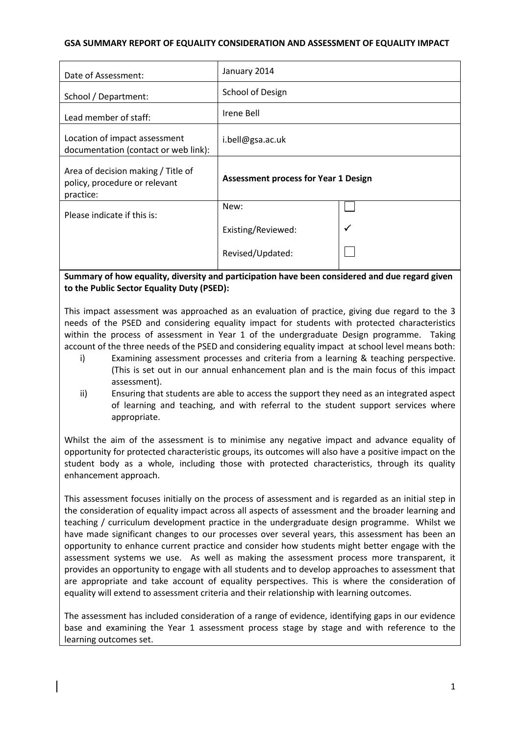**GSA SUMMARY REPORT OF EQUALITY CONSIDERATION AND ASSESSMENT OF EQUALITY IMPACT**

| | | |
|---|---|---|
| Date of Assessment: | January 2014 | |
| School / Department: | School of Design | |
| Lead member of staff: | Irene Bell | |
| Location of impact assessment documentation (contact or web link): | i.bell@gsa.ac.uk | |
| Area of decision making / Title of policy, procedure or relevant practice: | **Assessment process for Year 1 Design** | |
| Please indicate if this is: | New: | ☐ |
| | Existing/Reviewed: | ✓ |
| | Revised/Updated: | ☐ |

**Summary of how equality, diversity and participation have been considered and due regard given to the Public Sector Equality Duty (PSED):**

This impact assessment was approached as an evaluation of practice, giving due regard to the 3 needs of the PSED and considering equality impact for students with protected characteristics within the process of assessment in Year 1 of the undergraduate Design programme. Taking account of the three needs of the PSED and considering equality impact at school level means both:

i) Examining assessment processes and criteria from a learning & teaching perspective. (This is set out in our annual enhancement plan and is the main focus of this impact assessment).

ii) Ensuring that students are able to access the support they need as an integrated aspect of learning and teaching, and with referral to the student support services where appropriate.

Whilst the aim of the assessment is to minimise any negative impact and advance equality of opportunity for protected characteristic groups, its outcomes will also have a positive impact on the student body as a whole, including those with protected characteristics, through its quality enhancement approach.

This assessment focuses initially on the process of assessment and is regarded as an initial step in the consideration of equality impact across all aspects of assessment and the broader learning and teaching / curriculum development practice in the undergraduate design programme. Whilst we have made significant changes to our processes over several years, this assessment has been an opportunity to enhance current practice and consider how students might better engage with the assessment systems we use. As well as making the assessment process more transparent, it provides an opportunity to engage with all students and to develop approaches to assessment that are appropriate and take account of equality perspectives. This is where the consideration of equality will extend to assessment criteria and their relationship with learning outcomes.

The assessment has included consideration of a range of evidence, identifying gaps in our evidence base and examining the Year 1 assessment process stage by stage and with reference to the learning outcomes set.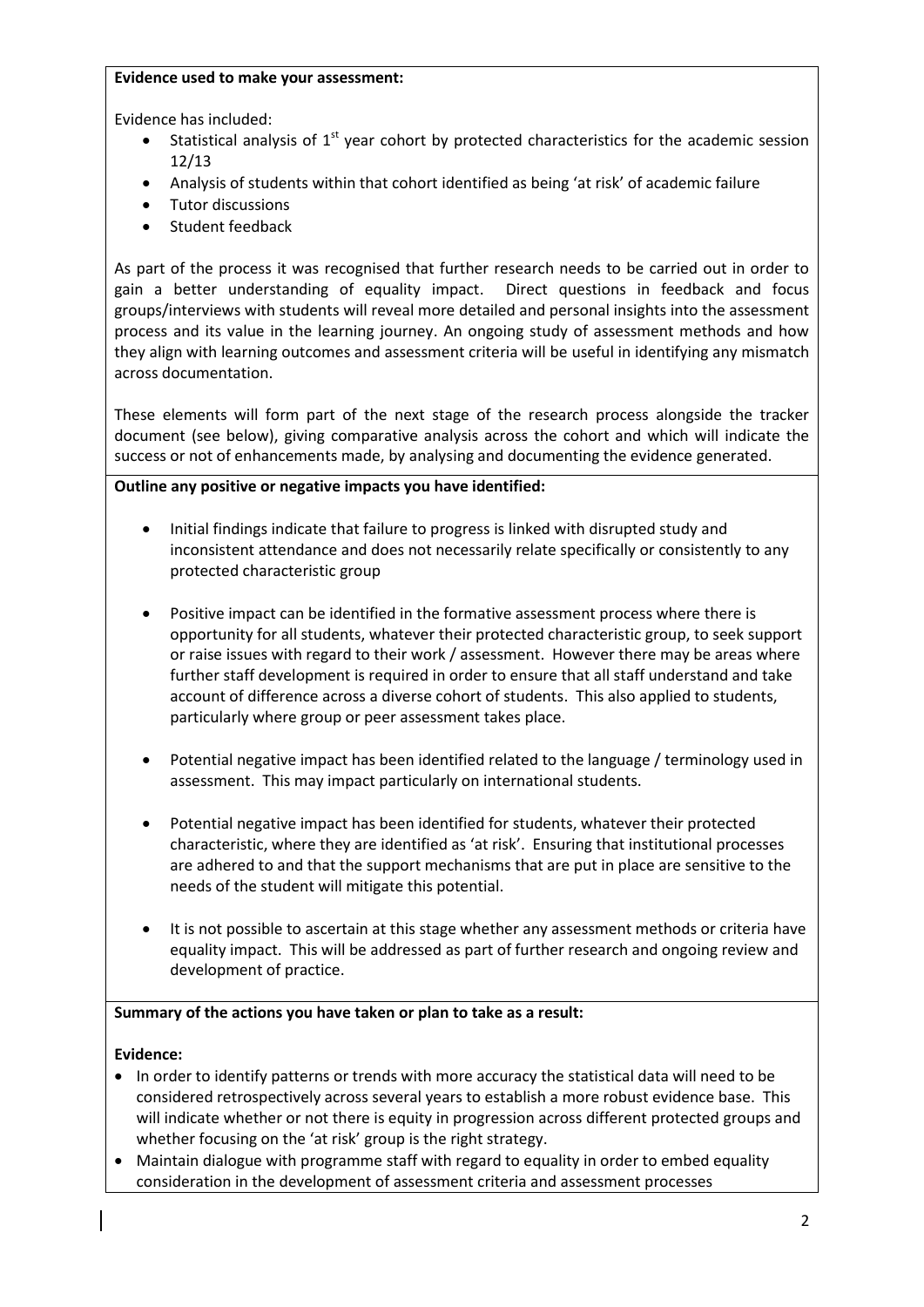**Evidence used to make your assessment:**

Evidence has included:

- Statistical analysis of 1st year cohort by protected characteristics for the academic session 12/13
- Analysis of students within that cohort identified as being 'at risk' of academic failure
- Tutor discussions
- Student feedback

As part of the process it was recognised that further research needs to be carried out in order to gain a better understanding of equality impact. Direct questions in feedback and focus groups/interviews with students will reveal more detailed and personal insights into the assessment process and its value in the learning journey. An ongoing study of assessment methods and how they align with learning outcomes and assessment criteria will be useful in identifying any mismatch across documentation.

These elements will form part of the next stage of the research process alongside the tracker document (see below), giving comparative analysis across the cohort and which will indicate the success or not of enhancements made, by analysing and documenting the evidence generated.

**Outline any positive or negative impacts you have identified:**

- Initial findings indicate that failure to progress is linked with disrupted study and inconsistent attendance and does not necessarily relate specifically or consistently to any protected characteristic group

- Positive impact can be identified in the formative assessment process where there is opportunity for all students, whatever their protected characteristic group, to seek support or raise issues with regard to their work / assessment. However there may be areas where further staff development is required in order to ensure that all staff understand and take account of difference across a diverse cohort of students. This also applied to students, particularly where group or peer assessment takes place.

- Potential negative impact has been identified related to the language / terminology used in assessment. This may impact particularly on international students.

- Potential negative impact has been identified for students, whatever their protected characteristic, where they are identified as 'at risk'. Ensuring that institutional processes are adhered to and that the support mechanisms that are put in place are sensitive to the needs of the student will mitigate this potential.

- It is not possible to ascertain at this stage whether any assessment methods or criteria have equality impact. This will be addressed as part of further research and ongoing review and development of practice.

**Summary of the actions you have taken or plan to take as a result:**

**Evidence:**

- In order to identify patterns or trends with more accuracy the statistical data will need to be considered retrospectively across several years to establish a more robust evidence base. This will indicate whether or not there is equity in progression across different protected groups and whether focusing on the 'at risk' group is the right strategy.
- Maintain dialogue with programme staff with regard to equality in order to embed equality consideration in the development of assessment criteria and assessment processes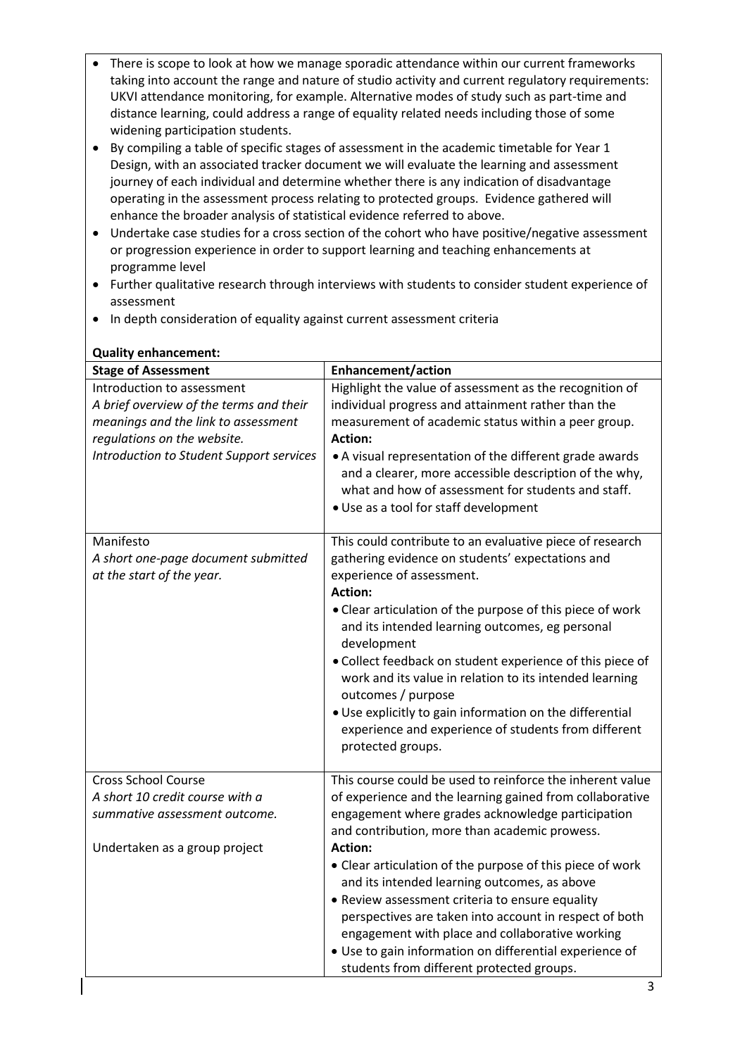- There is scope to look at how we manage sporadic attendance within our current frameworks taking into account the range and nature of studio activity and current regulatory requirements: UKVI attendance monitoring, for example. Alternative modes of study such as part-time and distance learning, could address a range of equality related needs including those of some widening participation students.
- By compiling a table of specific stages of assessment in the academic timetable for Year 1 Design, with an associated tracker document we will evaluate the learning and assessment journey of each individual and determine whether there is any indication of disadvantage operating in the assessment process relating to protected groups. Evidence gathered will enhance the broader analysis of statistical evidence referred to above.
- Undertake case studies for a cross section of the cohort who have positive/negative assessment or progression experience in order to support learning and teaching enhancements at programme level
- Further qualitative research through interviews with students to consider student experience of assessment
- In depth consideration of equality against current assessment criteria

**Quality enhancement:**

| **Stage of Assessment** | **Enhancement/action** |
|---|---|
| Introduction to assessment<br>*A brief overview of the terms and their meanings and the link to assessment regulations on the website.*<br>*Introduction to Student Support services* | Highlight the value of assessment as the recognition of individual progress and attainment rather than the measurement of academic status within a peer group.<br>**Action:**<br>• A visual representation of the different grade awards and a clearer, more accessible description of the why, what and how of assessment for students and staff.<br>• Use as a tool for staff development |
| Manifesto<br>*A short one-page document submitted at the start of the year.* | This could contribute to an evaluative piece of research gathering evidence on students' expectations and experience of assessment.<br>**Action:**<br>• Clear articulation of the purpose of this piece of work and its intended learning outcomes, eg personal development<br>• Collect feedback on student experience of this piece of work and its value in relation to its intended learning outcomes / purpose<br>• Use explicitly to gain information on the differential experience and experience of students from different protected groups. |
| Cross School Course<br>*A short 10 credit course with a summative assessment outcome.*<br><br>Undertaken as a group project | This course could be used to reinforce the inherent value of experience and the learning gained from collaborative engagement where grades acknowledge participation and contribution, more than academic prowess.<br>**Action:**<br>• Clear articulation of the purpose of this piece of work and its intended learning outcomes, as above<br>• Review assessment criteria to ensure equality perspectives are taken into account in respect of both engagement with place and collaborative working<br>• Use to gain information on differential experience of students from different protected groups. |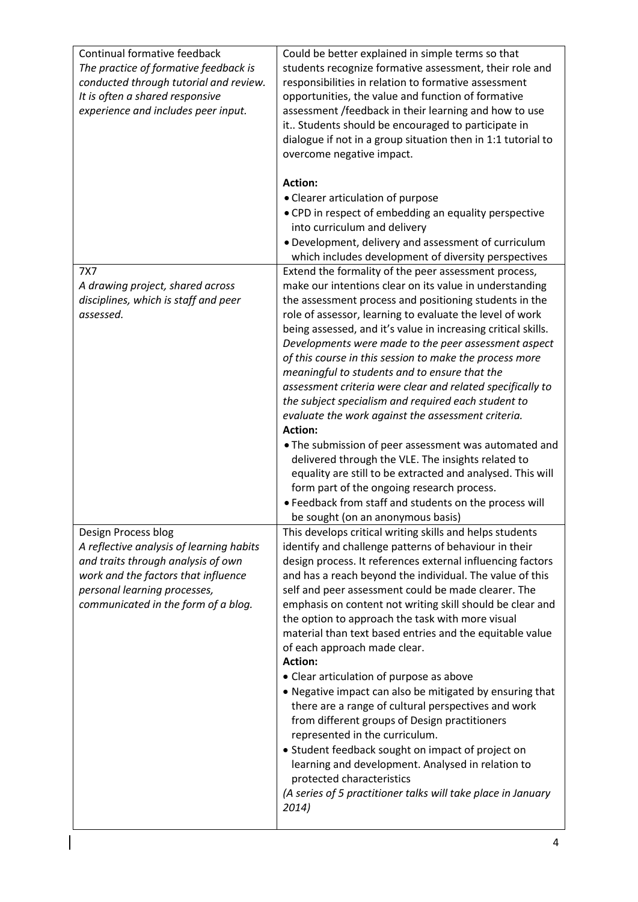| | |
|---|---|
| Continual formative feedback<br>*The practice of formative feedback is conducted through tutorial and review. It is often a shared responsive experience and includes peer input.* | Could be better explained in simple terms so that students recognize formative assessment, their role and responsibilities in relation to formative assessment opportunities, the value and function of formative assessment /feedback in their learning and how to use it.. Students should be encouraged to participate in dialogue if not in a group situation then in 1:1 tutorial to overcome negative impact.<br><br>**Action:**<br>• Clearer articulation of purpose<br>• CPD in respect of embedding an equality perspective into curriculum and delivery<br>• Development, delivery and assessment of curriculum which includes development of diversity perspectives |
| 7X7<br>*A drawing project, shared across disciplines, which is staff and peer assessed.* | Extend the formality of the peer assessment process, make our intentions clear on its value in understanding the assessment process and positioning students in the role of assessor, learning to evaluate the level of work being assessed, and it's value in increasing critical skills.<br>*Developments were made to the peer assessment aspect of this course in this session to make the process more meaningful to students and to ensure that the assessment criteria were clear and related specifically to the subject specialism and required each student to evaluate the work against the assessment criteria.*<br>**Action:**<br>• The submission of peer assessment was automated and delivered through the VLE. The insights related to equality are still to be extracted and analysed. This will form part of the ongoing research process.<br>• Feedback from staff and students on the process will be sought (on an anonymous basis) |
| Design Process blog<br>*A reflective analysis of learning habits and traits through analysis of own work and the factors that influence personal learning processes, communicated in the form of a blog.* | This develops critical writing skills and helps students identify and challenge patterns of behaviour in their design process. It references external influencing factors and has a reach beyond the individual. The value of this self and peer assessment could be made clearer. The emphasis on content not writing skill should be clear and the option to approach the task with more visual material than text based entries and the equitable value of each approach made clear.<br>**Action:**<br>• Clear articulation of purpose as above<br>• Negative impact can also be mitigated by ensuring that there are a range of cultural perspectives and work from different groups of Design practitioners represented in the curriculum.<br>• Student feedback sought on impact of project on learning and development. Analysed in relation to protected characteristics<br>*(A series of 5 practitioner talks will take place in January 2014)* |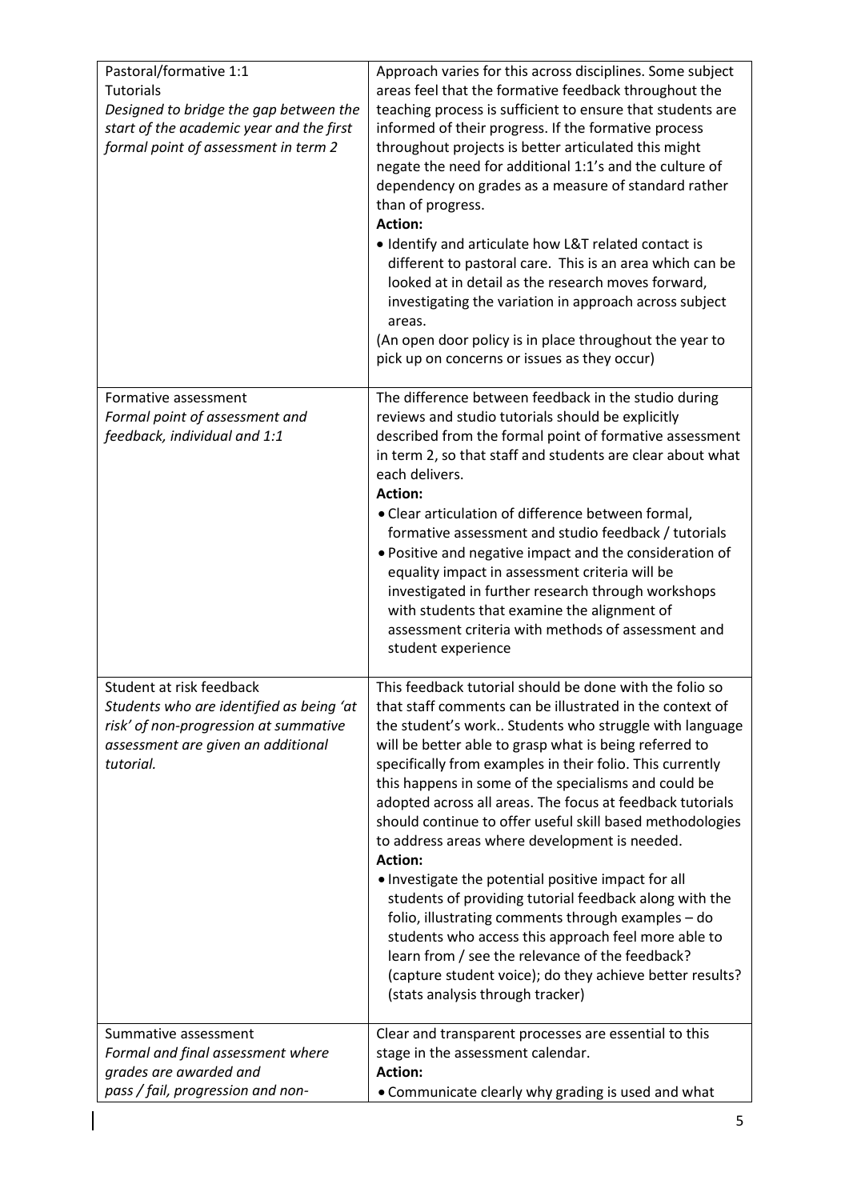| | |
|---|---|
| Pastoral/formative 1:1 Tutorials<br>*Designed to bridge the gap between the start of the academic year and the first formal point of assessment in term 2* | Approach varies for this across disciplines. Some subject areas feel that the formative feedback throughout the teaching process is sufficient to ensure that students are informed of their progress. If the formative process throughout projects is better articulated this might negate the need for additional 1:1's and the culture of dependency on grades as a measure of standard rather than of progress.<br>**Action:**<br>• Identify and articulate how L&T related contact is different to pastoral care. This is an area which can be looked at in detail as the research moves forward, investigating the variation in approach across subject areas.<br>(An open door policy is in place throughout the year to pick up on concerns or issues as they occur) |
| Formative assessment<br>*Formal point of assessment and feedback, individual and 1:1* | The difference between feedback in the studio during reviews and studio tutorials should be explicitly described from the formal point of formative assessment in term 2, so that staff and students are clear about what each delivers.<br>**Action:**<br>• Clear articulation of difference between formal, formative assessment and studio feedback / tutorials<br>• Positive and negative impact and the consideration of equality impact in assessment criteria will be investigated in further research through workshops with students that examine the alignment of assessment criteria with methods of assessment and student experience |
| Student at risk feedback<br>*Students who are identified as being 'at risk' of non-progression at summative assessment are given an additional tutorial.* | This feedback tutorial should be done with the folio so that staff comments can be illustrated in the context of the student's work.. Students who struggle with language will be better able to grasp what is being referred to specifically from examples in their folio. This currently this happens in some of the specialisms and could be adopted across all areas. The focus at feedback tutorials should continue to offer useful skill based methodologies to address areas where development is needed.<br>**Action:**<br>• Investigate the potential positive impact for all students of providing tutorial feedback along with the folio, illustrating comments through examples – do students who access this approach feel more able to learn from / see the relevance of the feedback? (capture student voice); do they achieve better results? (stats analysis through tracker) |
| Summative assessment<br>*Formal and final assessment where grades are awarded and pass / fail, progression and non-* | Clear and transparent processes are essential to this stage in the assessment calendar.<br>**Action:**<br>• Communicate clearly why grading is used and what |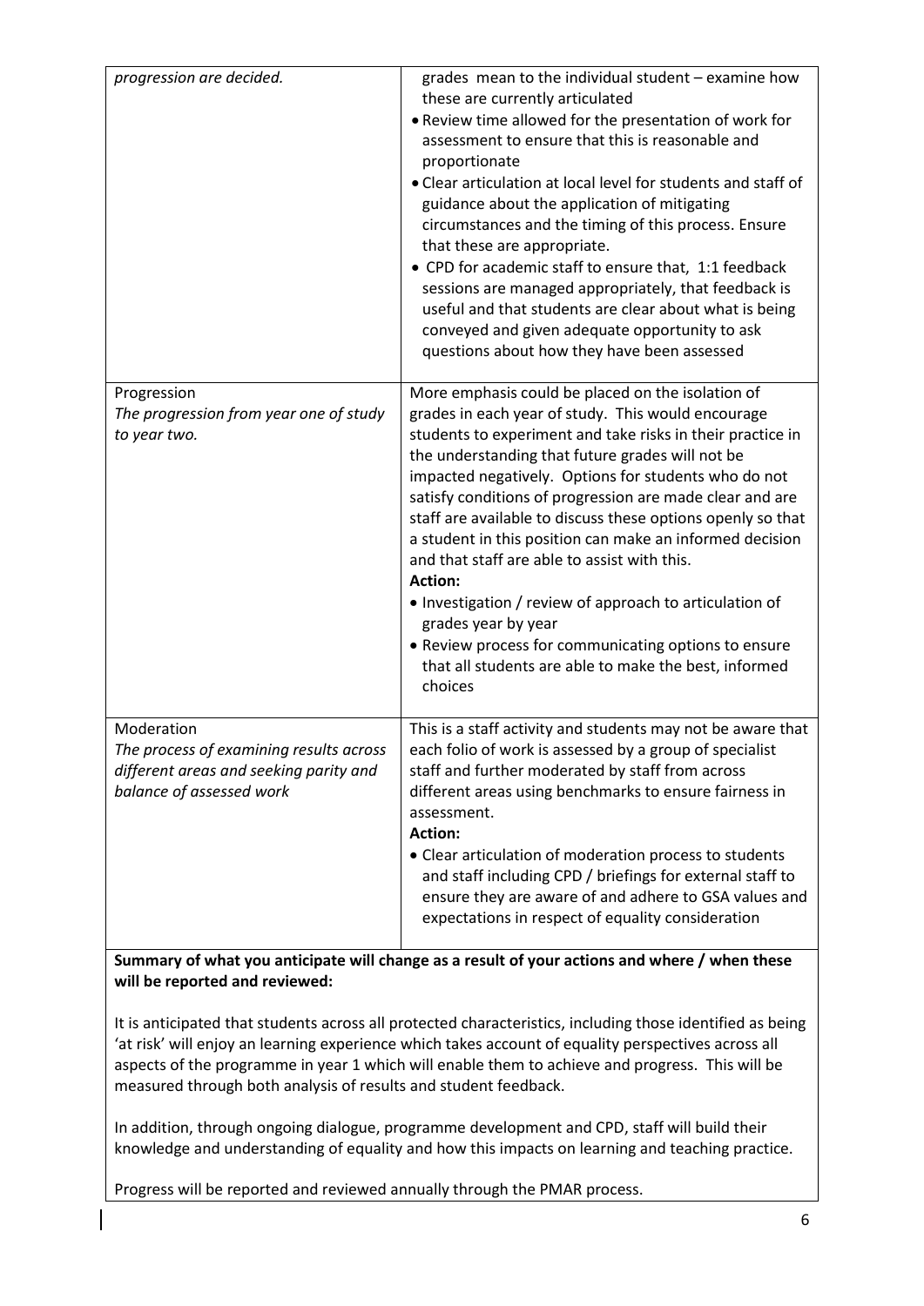| | |
|---|---|
| *progression are decided.* | grades mean to the individual student – examine how these are currently articulated<br>• Review time allowed for the presentation of work for assessment to ensure that this is reasonable and proportionate<br>• Clear articulation at local level for students and staff of guidance about the application of mitigating circumstances and the timing of this process. Ensure that these are appropriate.<br>• CPD for academic staff to ensure that, 1:1 feedback sessions are managed appropriately, that feedback is useful and that students are clear about what is being conveyed and given adequate opportunity to ask questions about how they have been assessed |
| Progression<br>*The progression from year one of study to year two.* | More emphasis could be placed on the isolation of grades in each year of study. This would encourage students to experiment and take risks in their practice in the understanding that future grades will not be impacted negatively. Options for students who do not satisfy conditions of progression are made clear and are staff are available to discuss these options openly so that a student in this position can make an informed decision and that staff are able to assist with this.<br>**Action:**<br>• Investigation / review of approach to articulation of grades year by year<br>• Review process for communicating options to ensure that all students are able to make the best, informed choices |
| Moderation<br>*The process of examining results across different areas and seeking parity and balance of assessed work* | This is a staff activity and students may not be aware that each folio of work is assessed by a group of specialist staff and further moderated by staff from across different areas using benchmarks to ensure fairness in assessment.<br>**Action:**<br>• Clear articulation of moderation process to students and staff including CPD / briefings for external staff to ensure they are aware of and adhere to GSA values and expectations in respect of equality consideration |

**Summary of what you anticipate will change as a result of your actions and where / when these will be reported and reviewed:**

It is anticipated that students across all protected characteristics, including those identified as being 'at risk' will enjoy an learning experience which takes account of equality perspectives across all aspects of the programme in year 1 which will enable them to achieve and progress. This will be measured through both analysis of results and student feedback.

In addition, through ongoing dialogue, programme development and CPD, staff will build their knowledge and understanding of equality and how this impacts on learning and teaching practice.

Progress will be reported and reviewed annually through the PMAR process.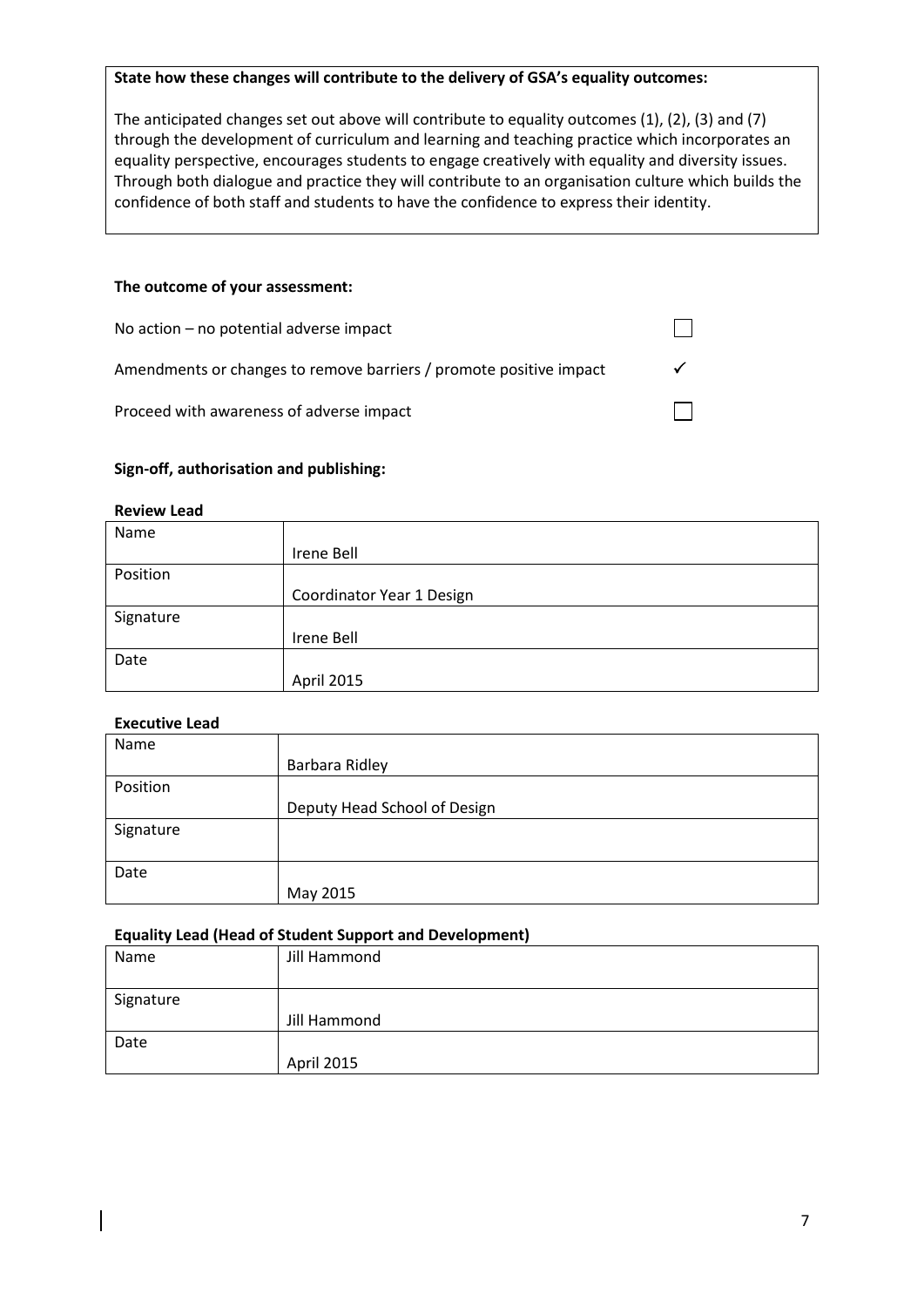**State how these changes will contribute to the delivery of GSA's equality outcomes:**

The anticipated changes set out above will contribute to equality outcomes (1), (2), (3) and (7) through the development of curriculum and learning and teaching practice which incorporates an equality perspective, encourages students to engage creatively with equality and diversity issues. Through both dialogue and practice they will contribute to an organisation culture which builds the confidence of both staff and students to have the confidence to express their identity.

**The outcome of your assessment:**

| | |
|---|---|
| No action – no potential adverse impact | ☐ |
| Amendments or changes to remove barriers / promote positive impact | ✓ |
| Proceed with awareness of adverse impact | ☐ |

**Sign-off, authorisation and publishing:**

**Review Lead**

| | |
|---|---|
| Name | Irene Bell |
| Position | Coordinator Year 1 Design |
| Signature | Irene Bell |
| Date | April 2015 |

**Executive Lead**

| | |
|---|---|
| Name | Barbara Ridley |
| Position | Deputy Head School of Design |
| Signature | |
| Date | May 2015 |

**Equality Lead (Head of Student Support and Development)**

| | |
|---|---|
| Name | Jill Hammond |
| Signature | Jill Hammond |
| Date | April 2015 |